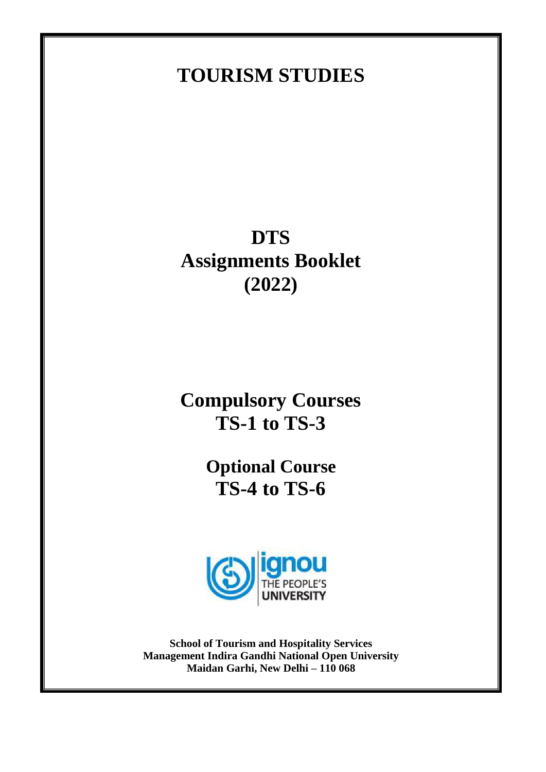# TOURISM STUDIES

# DTS
# Assignments Booklet
# (2022)

## Compulsory Courses
## TS-1 to TS-3

## Optional Course
## TS-4 to TS-6

**School of Tourism and Hospitality Services Management Indira Gandhi National Open University Maidan Garhi, New Delhi – 110 068**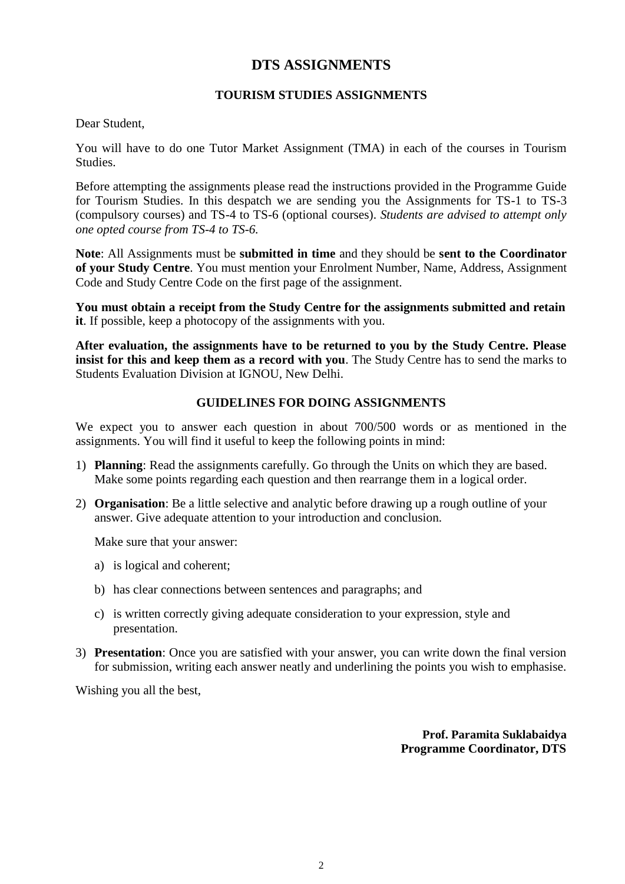# DTS ASSIGNMENTS

## TOURISM STUDIES ASSIGNMENTS

Dear Student,

You will have to do one Tutor Market Assignment (TMA) in each of the courses in Tourism Studies.

Before attempting the assignments please read the instructions provided in the Programme Guide for Tourism Studies. In this despatch we are sending you the Assignments for TS-1 to TS-3 (compulsory courses) and TS-4 to TS-6 (optional courses). *Students are advised to attempt only one opted course from TS-4 to TS-6.*

**Note**: All Assignments must be **submitted in time** and they should be **sent to the Coordinator of your Study Centre**. You must mention your Enrolment Number, Name, Address, Assignment Code and Study Centre Code on the first page of the assignment.

**You must obtain a receipt from the Study Centre for the assignments submitted and retain it**. If possible, keep a photocopy of the assignments with you.

**After evaluation, the assignments have to be returned to you by the Study Centre. Please insist for this and keep them as a record with you**. The Study Centre has to send the marks to Students Evaluation Division at IGNOU, New Delhi.

## GUIDELINES FOR DOING ASSIGNMENTS

We expect you to answer each question in about 700/500 words or as mentioned in the assignments. You will find it useful to keep the following points in mind:

1) **Planning**: Read the assignments carefully. Go through the Units on which they are based. Make some points regarding each question and then rearrange them in a logical order.

2) **Organisation**: Be a little selective and analytic before drawing up a rough outline of your answer. Give adequate attention to your introduction and conclusion.

   Make sure that your answer:

   a) is logical and coherent;

   b) has clear connections between sentences and paragraphs; and

   c) is written correctly giving adequate consideration to your expression, style and presentation.

3) **Presentation**: Once you are satisfied with your answer, you can write down the final version for submission, writing each answer neatly and underlining the points you wish to emphasise.

Wishing you all the best,

**Prof. Paramita Suklabaidya**
**Programme Coordinator, DTS**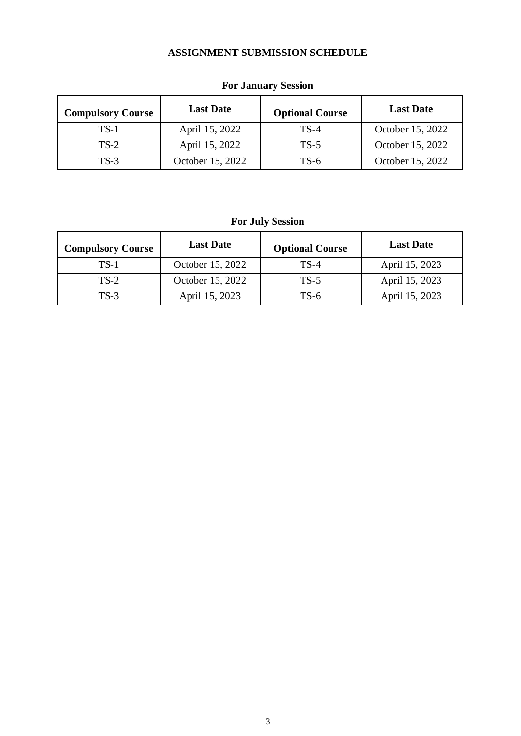# ASSIGNMENT SUBMISSION SCHEDULE

## For January Session

| Compulsory Course | Last Date | Optional Course | Last Date |
|---|---|---|---|
| TS-1 | April 15, 2022 | TS-4 | October 15, 2022 |
| TS-2 | April 15, 2022 | TS-5 | October 15, 2022 |
| TS-3 | October 15, 2022 | TS-6 | October 15, 2022 |

## For July Session

| Compulsory Course | Last Date | Optional Course | Last Date |
|---|---|---|---|
| TS-1 | October 15, 2022 | TS-4 | April 15, 2023 |
| TS-2 | October 15, 2022 | TS-5 | April 15, 2023 |
| TS-3 | April 15, 2023 | TS-6 | April 15, 2023 |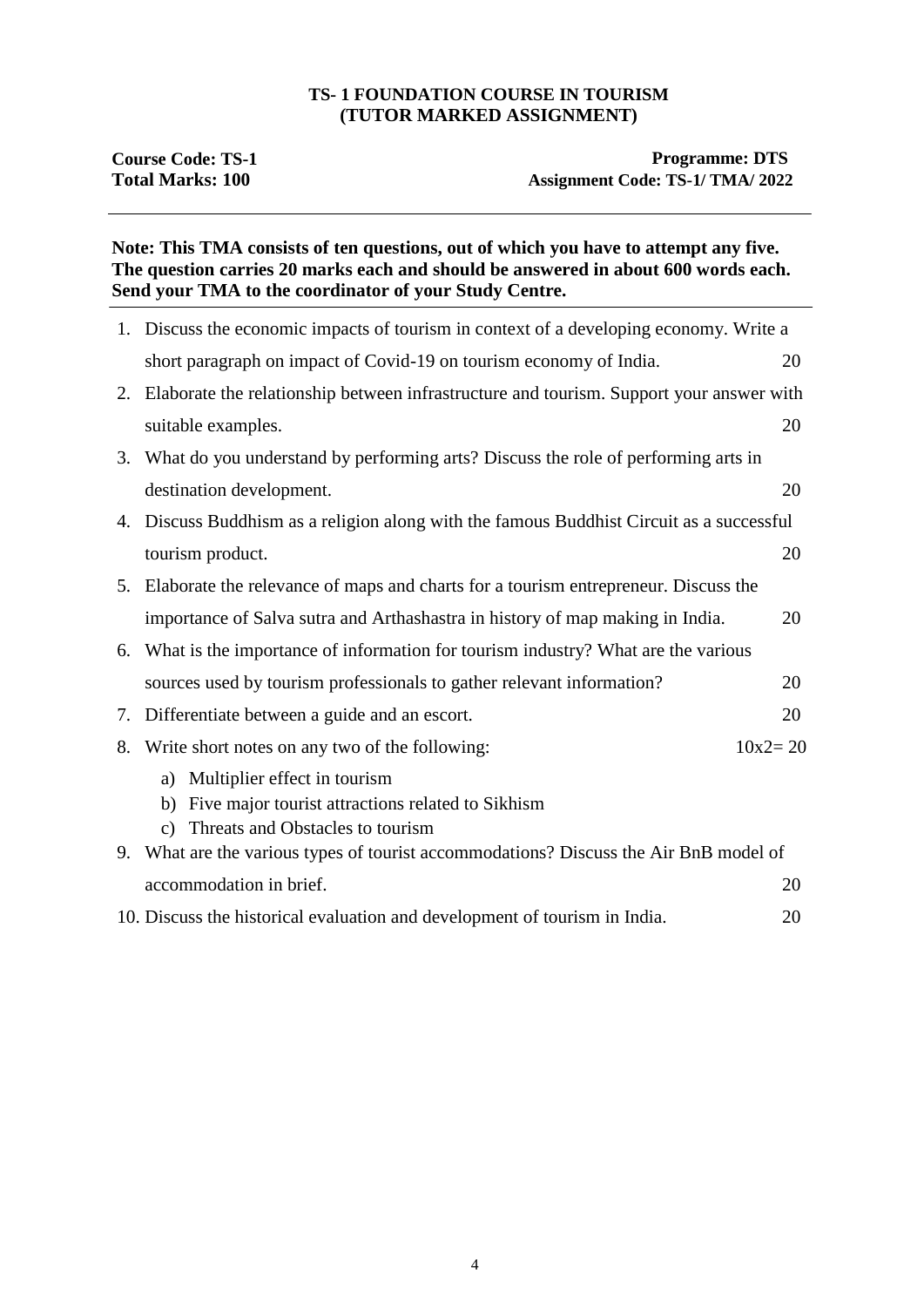# TS- 1 FOUNDATION COURSE IN TOURISM
## (TUTOR MARKED ASSIGNMENT)

**Course Code: TS-1** **Programme: DTS**
**Total Marks: 100** **Assignment Code: TS-1/ TMA/ 2022**

---

**Note: This TMA consists of ten questions, out of which you have to attempt any five. The question carries 20 marks each and should be answered in about 600 words each. Send your TMA to the coordinator of your Study Centre.**

---

1. Discuss the economic impacts of tourism in context of a developing economy. Write a short paragraph on impact of Covid-19 on tourism economy of India. 20
2. Elaborate the relationship between infrastructure and tourism. Support your answer with suitable examples. 20
3. What do you understand by performing arts? Discuss the role of performing arts in destination development. 20
4. Discuss Buddhism as a religion along with the famous Buddhist Circuit as a successful tourism product. 20
5. Elaborate the relevance of maps and charts for a tourism entrepreneur. Discuss the importance of Salva sutra and Arthashastra in history of map making in India. 20
6. What is the importance of information for tourism industry? What are the various sources used by tourism professionals to gather relevant information? 20
7. Differentiate between a guide and an escort. 20
8. Write short notes on any two of the following: 10x2= 20
   a) Multiplier effect in tourism
   b) Five major tourist attractions related to Sikhism
   c) Threats and Obstacles to tourism
9. What are the various types of tourist accommodations? Discuss the Air BnB model of accommodation in brief. 20
10. Discuss the historical evaluation and development of tourism in India. 20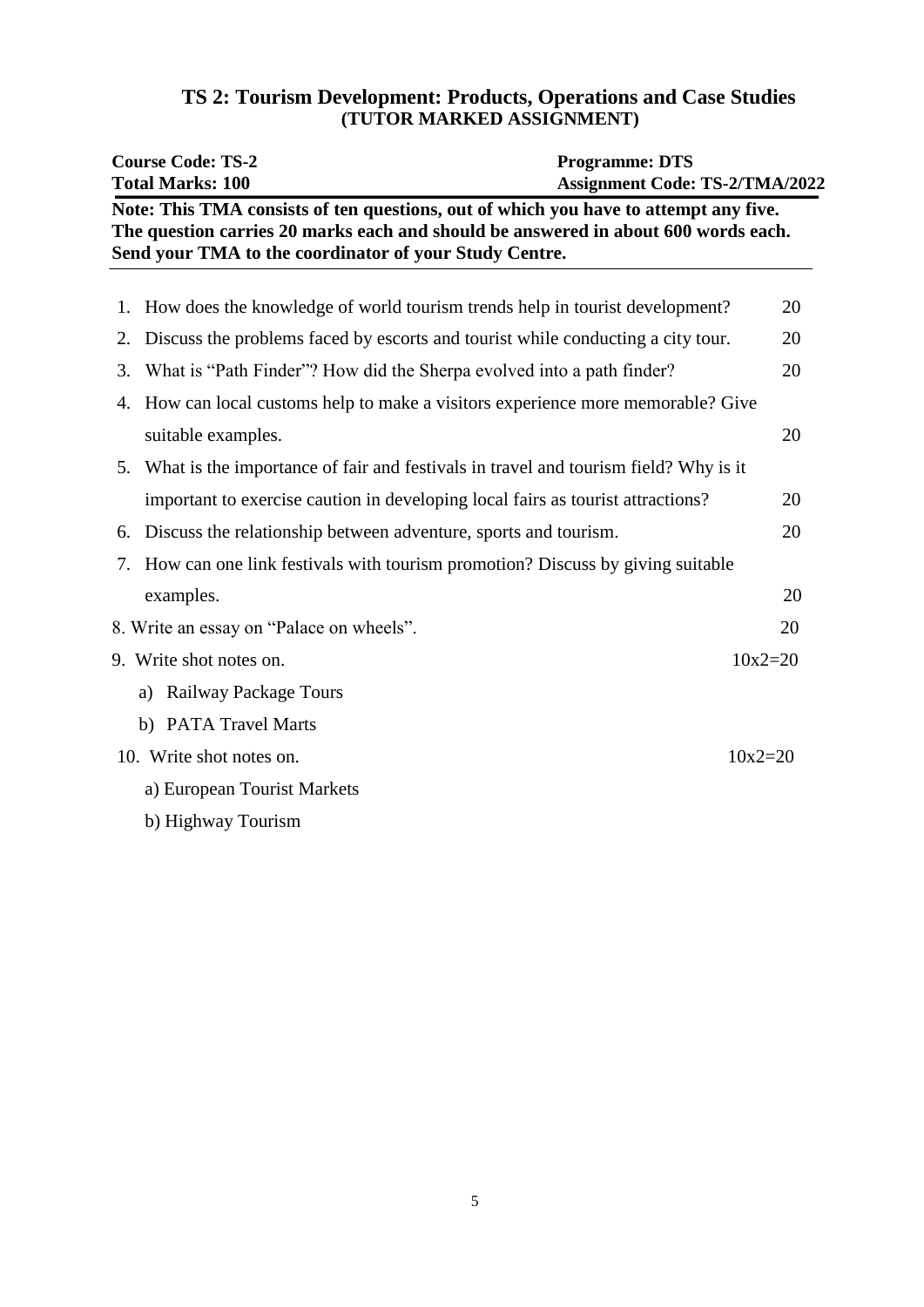# TS 2: Tourism Development: Products, Operations and Case Studies
## (TUTOR MARKED ASSIGNMENT)

**Course Code: TS-2** | **Programme: DTS**
**Total Marks: 100** | **Assignment Code: TS-2/TMA/2022**

**Note: This TMA consists of ten questions, out of which you have to attempt any five. The question carries 20 marks each and should be answered in about 600 words each. Send your TMA to the coordinator of your Study Centre.**

---

1. How does the knowledge of world tourism trends help in tourist development? 20
2. Discuss the problems faced by escorts and tourist while conducting a city tour. 20
3. What is "Path Finder"? How did the Sherpa evolved into a path finder? 20
4. How can local customs help to make a visitors experience more memorable? Give suitable examples. 20
5. What is the importance of fair and festivals in travel and tourism field? Why is it important to exercise caution in developing local fairs as tourist attractions? 20
6. Discuss the relationship between adventure, sports and tourism. 20
7. How can one link festivals with tourism promotion? Discuss by giving suitable examples. 20
8. Write an essay on "Palace on wheels". 20
9. Write shot notes on. 10x2=20
   a) Railway Package Tours
   b) PATA Travel Marts
10. Write shot notes on. 10x2=20
    a) European Tourist Markets
    b) Highway Tourism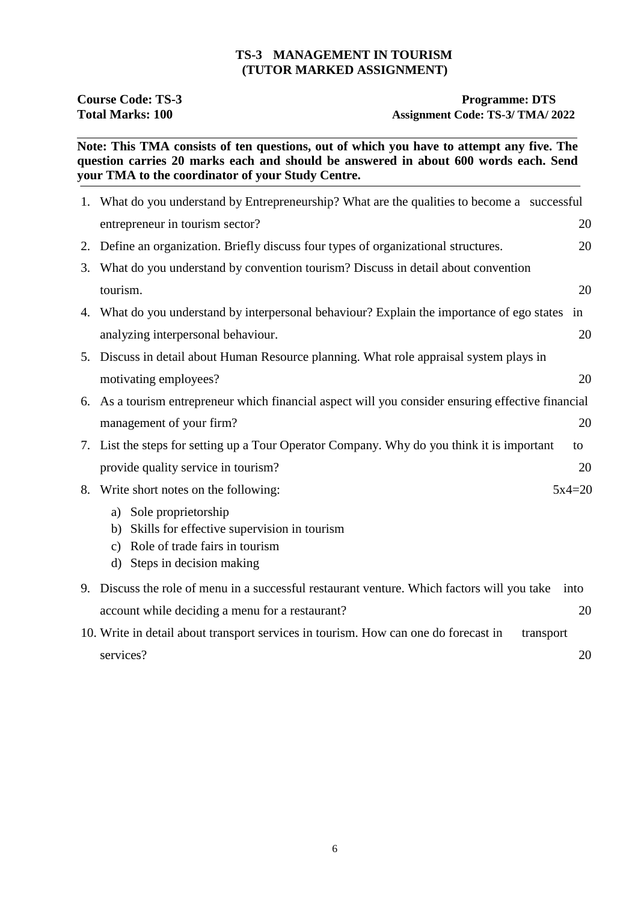# TS-3 MANAGEMENT IN TOURISM
## (TUTOR MARKED ASSIGNMENT)

**Course Code: TS-3** **Programme: DTS**
**Total Marks: 100** **Assignment Code: TS-3/ TMA/ 2022**

---

**Note: This TMA consists of ten questions, out of which you have to attempt any five. The question carries 20 marks each and should be answered in about 600 words each. Send your TMA to the coordinator of your Study Centre.**

---

1. What do you understand by Entrepreneurship? What are the qualities to become a successful entrepreneur in tourism sector? 20
2. Define an organization. Briefly discuss four types of organizational structures. 20
3. What do you understand by convention tourism? Discuss in detail about convention tourism. 20
4. What do you understand by interpersonal behaviour? Explain the importance of ego states in analyzing interpersonal behaviour. 20
5. Discuss in detail about Human Resource planning. What role appraisal system plays in motivating employees? 20
6. As a tourism entrepreneur which financial aspect will you consider ensuring effective financial management of your firm? 20
7. List the steps for setting up a Tour Operator Company. Why do you think it is important to provide quality service in tourism? 20
8. Write short notes on the following: 5x4=20
   a) Sole proprietorship
   b) Skills for effective supervision in tourism
   c) Role of trade fairs in tourism
   d) Steps in decision making
9. Discuss the role of menu in a successful restaurant venture. Which factors will you take into account while deciding a menu for a restaurant? 20
10. Write in detail about transport services in tourism. How can one do forecast in transport services? 20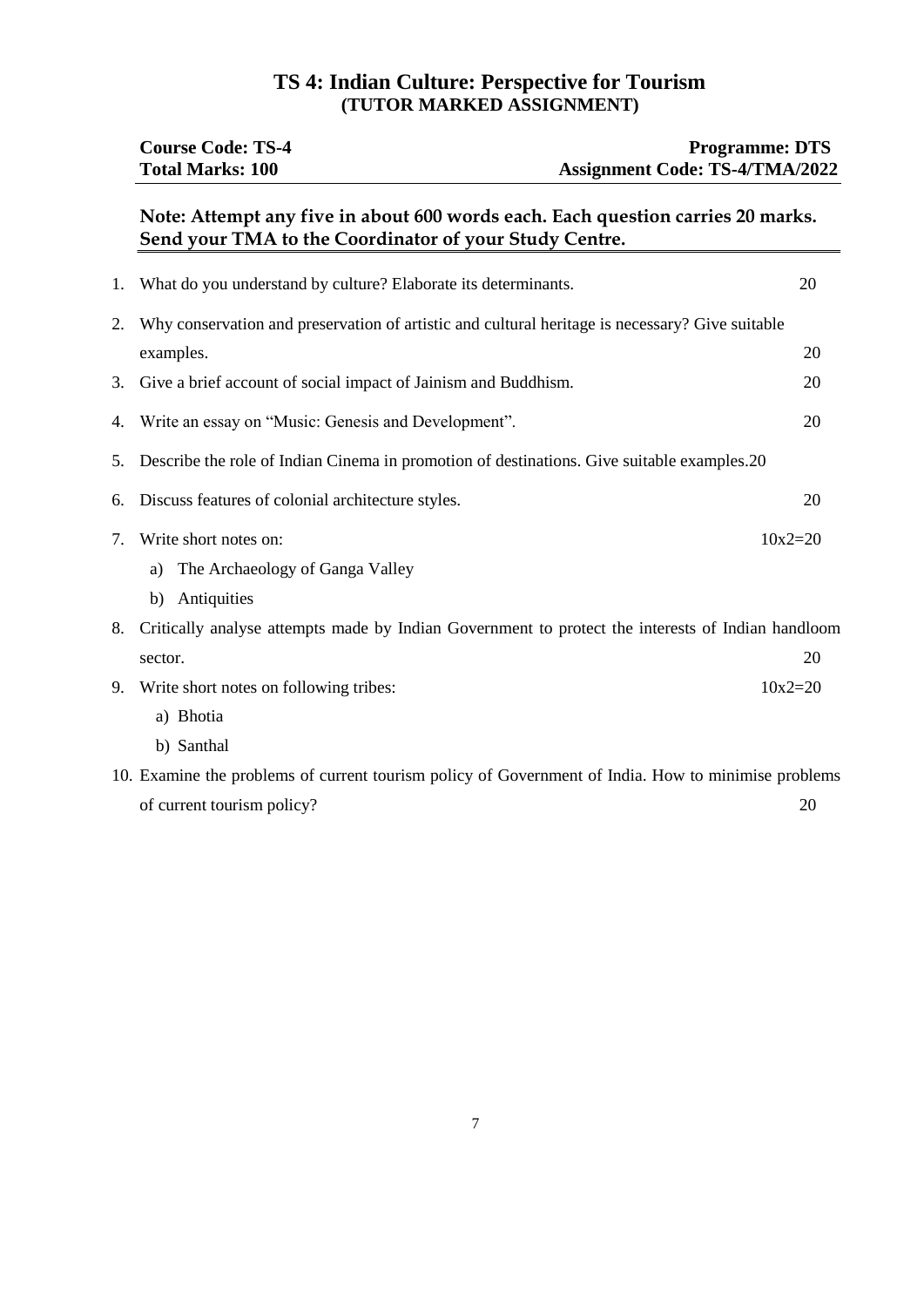# TS 4: Indian Culture: Perspective for Tourism

**(TUTOR MARKED ASSIGNMENT)**

| | |
|---|---|
| **Course Code: TS-4** | **Programme: DTS** |
| **Total Marks: 100** | **Assignment Code: TS-4/TMA/2022** |

**Note: Attempt any five in about 600 words each. Each question carries 20 marks. Send your TMA to the Coordinator of your Study Centre.**

1. What do you understand by culture? Elaborate its determinants. 20
2. Why conservation and preservation of artistic and cultural heritage is necessary? Give suitable examples. 20
3. Give a brief account of social impact of Jainism and Buddhism. 20
4. Write an essay on "Music: Genesis and Development". 20
5. Describe the role of Indian Cinema in promotion of destinations. Give suitable examples. 20
6. Discuss features of colonial architecture styles. 20
7. Write short notes on: 10x2=20
   a) The Archaeology of Ganga Valley
   b) Antiquities
8. Critically analyse attempts made by Indian Government to protect the interests of Indian handloom sector. 20
9. Write short notes on following tribes: 10x2=20
   a) Bhotia
   b) Santhal
10. Examine the problems of current tourism policy of Government of India. How to minimise problems of current tourism policy? 20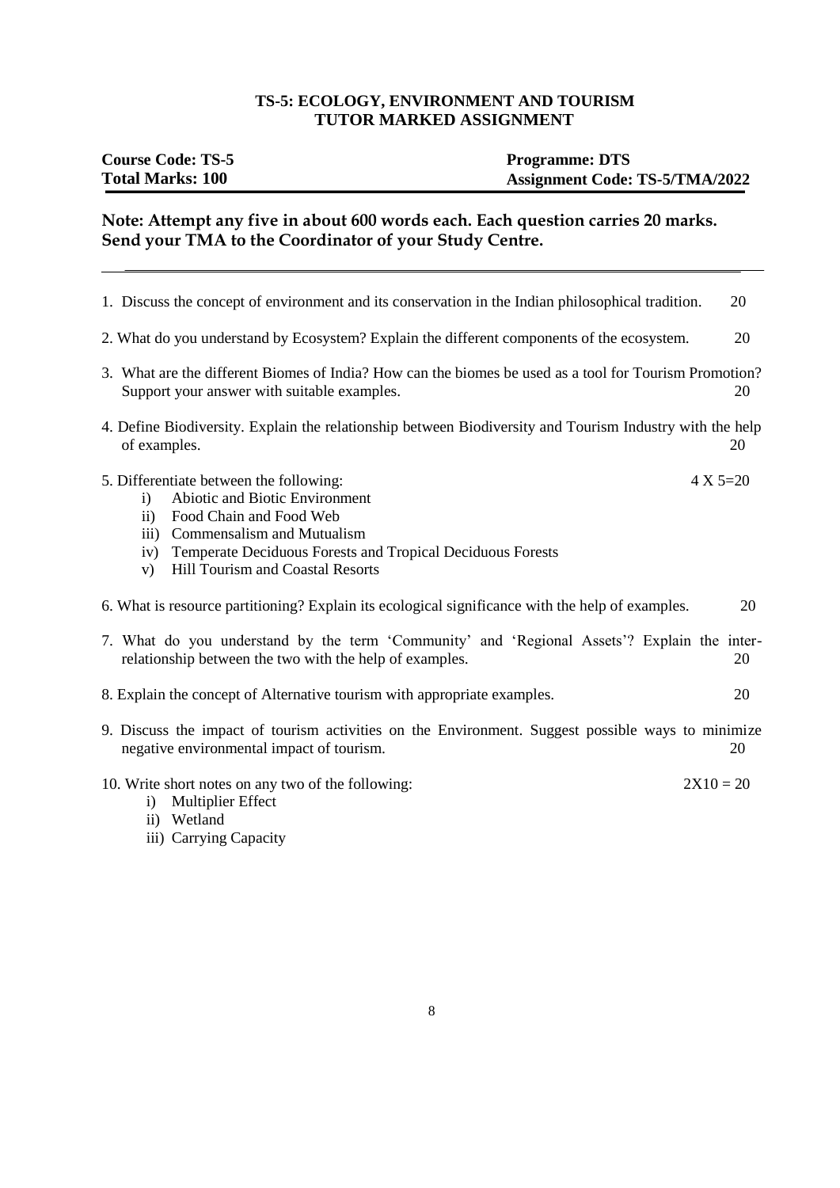**TS-5: ECOLOGY, ENVIRONMENT AND TOURISM**
**TUTOR MARKED ASSIGNMENT**

| **Course Code: TS-5** | **Programme: DTS** |
|---|---|
| **Total Marks: 100** | **Assignment Code: TS-5/TMA/2022** |

**Note: Attempt any five in about 600 words each. Each question carries 20 marks. Send your TMA to the Coordinator of your Study Centre.**

---

1. Discuss the concept of environment and its conservation in the Indian philosophical tradition. 20

2. What do you understand by Ecosystem? Explain the different components of the ecosystem. 20

3. What are the different Biomes of India? How can the biomes be used as a tool for Tourism Promotion? Support your answer with suitable examples. 20

4. Define Biodiversity. Explain the relationship between Biodiversity and Tourism Industry with the help of examples. 20

5. Differentiate between the following: 4 X 5=20
   i) Abiotic and Biotic Environment
   ii) Food Chain and Food Web
   iii) Commensalism and Mutualism
   iv) Temperate Deciduous Forests and Tropical Deciduous Forests
   v) Hill Tourism and Coastal Resorts

6. What is resource partitioning? Explain its ecological significance with the help of examples. 20

7. What do you understand by the term 'Community' and 'Regional Assets'? Explain the inter-relationship between the two with the help of examples. 20

8. Explain the concept of Alternative tourism with appropriate examples. 20

9. Discuss the impact of tourism activities on the Environment. Suggest possible ways to minimize negative environmental impact of tourism. 20

10. Write short notes on any two of the following: 2X10 = 20
    i) Multiplier Effect
    ii) Wetland
    iii) Carrying Capacity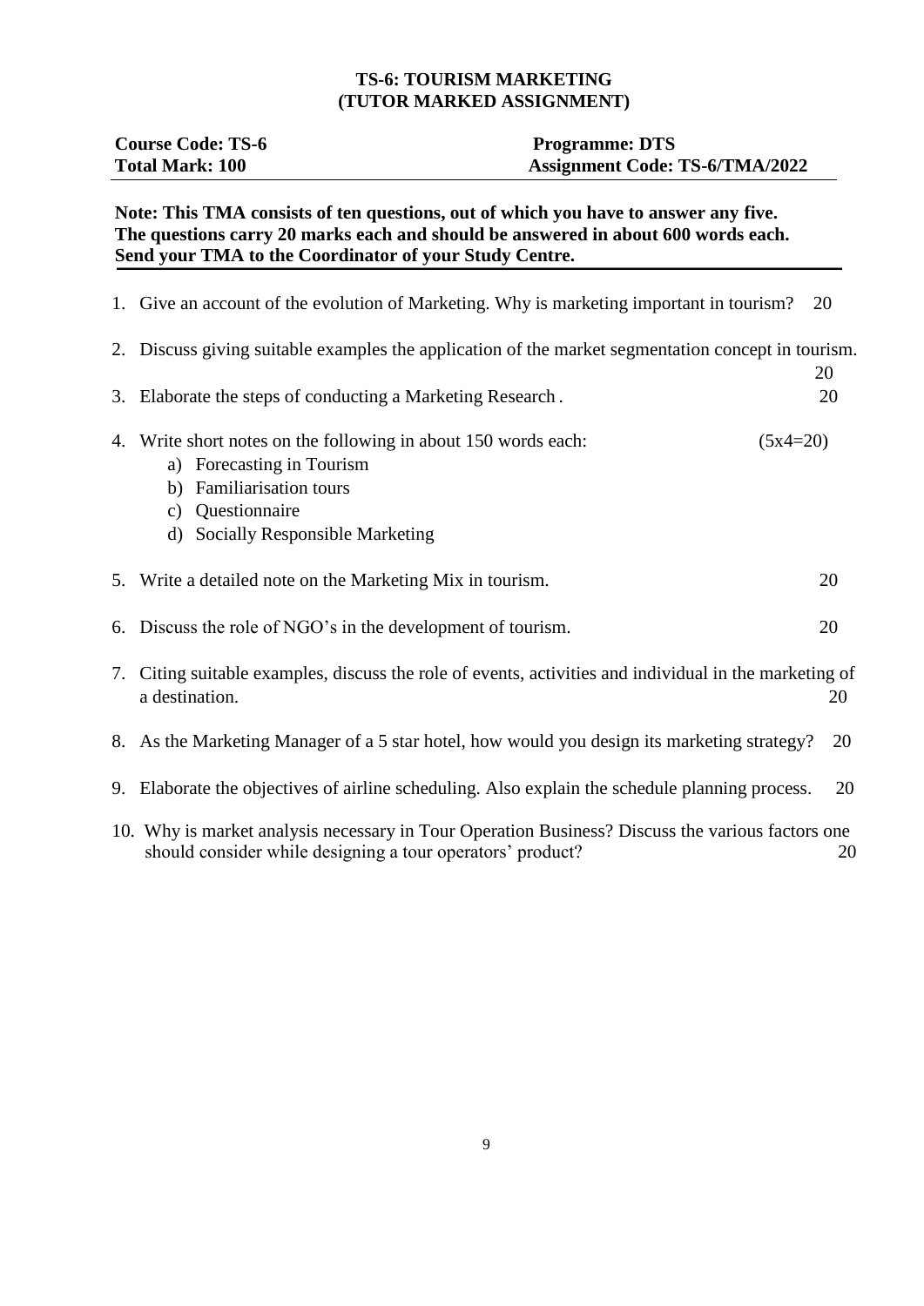# TS-6: TOURISM MARKETING
## (TUTOR MARKED ASSIGNMENT)

| **Course Code: TS-6** | **Programme: DTS** |
|---|---|
| **Total Mark: 100** | **Assignment Code: TS-6/TMA/2022** |

**Note: This TMA consists of ten questions, out of which you have to answer any five. The questions carry 20 marks each and should be answered in about 600 words each. Send your TMA to the Coordinator of your Study Centre.**

1. Give an account of the evolution of Marketing. Why is marketing important in tourism? 20

2. Discuss giving suitable examples the application of the market segmentation concept in tourism. 20

3. Elaborate the steps of conducting a Marketing Research . 20

4. Write short notes on the following in about 150 words each: (5x4=20)
   a) Forecasting in Tourism
   b) Familiarisation tours
   c) Questionnaire
   d) Socially Responsible Marketing

5. Write a detailed note on the Marketing Mix in tourism. 20

6. Discuss the role of NGO's in the development of tourism. 20

7. Citing suitable examples, discuss the role of events, activities and individual in the marketing of a destination. 20

8. As the Marketing Manager of a 5 star hotel, how would you design its marketing strategy? 20

9. Elaborate the objectives of airline scheduling. Also explain the schedule planning process. 20

10. Why is market analysis necessary in Tour Operation Business? Discuss the various factors one should consider while designing a tour operators' product? 20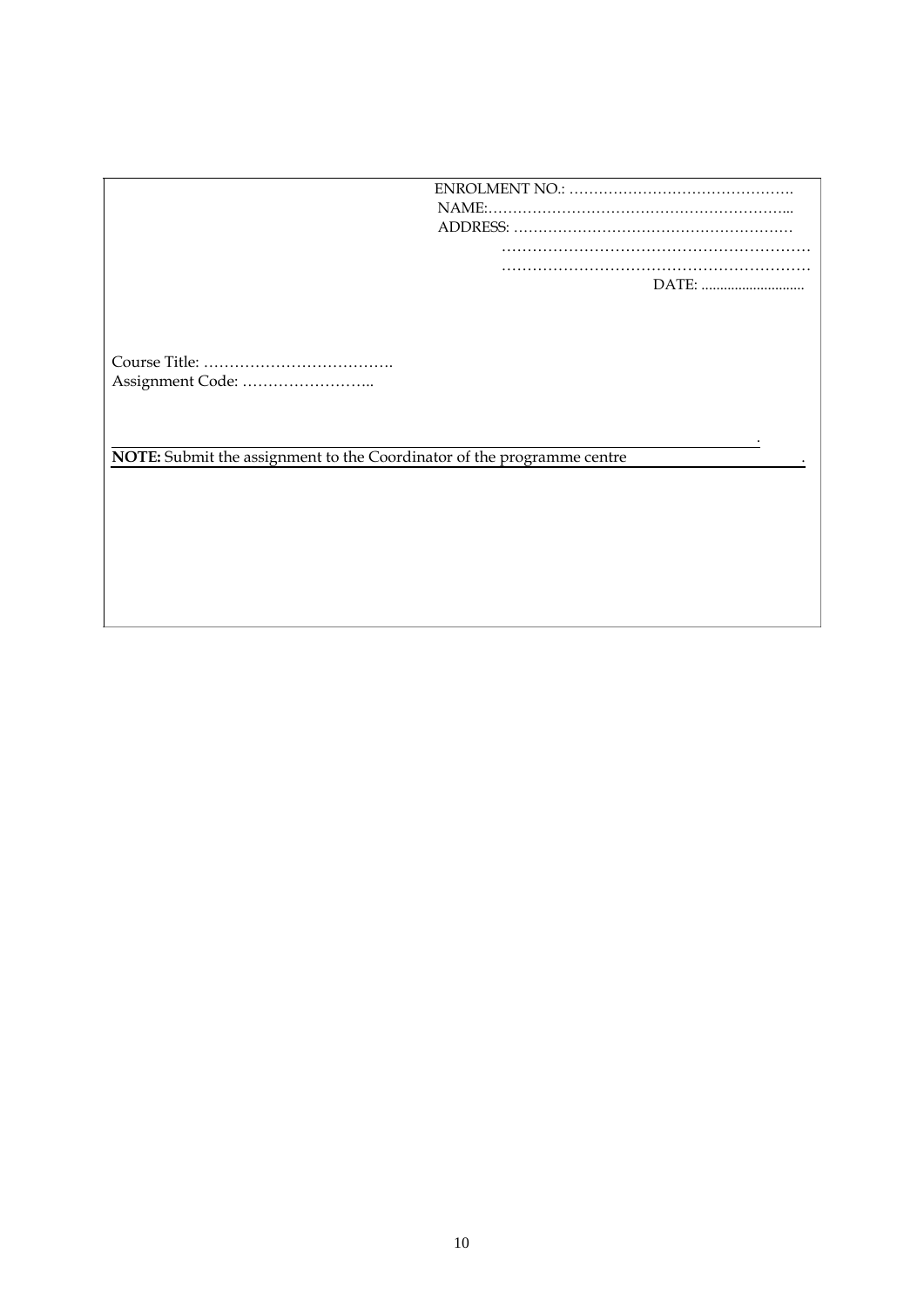ENROLMENT NO.: ……………………………………….
NAME:……………………………………………………...
ADDRESS: …………………………………………………
……………………………………………………
……………………………………………………
DATE: ............................

Course Title: ……………………………….
Assignment Code: ……………………..

**NOTE:** Submit the assignment to the Coordinator of the programme centre